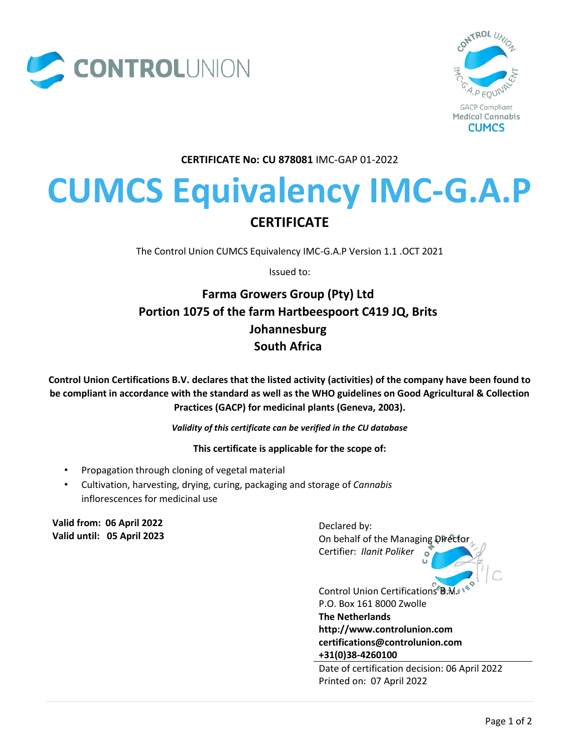CONTROLUNION

CONTROL UNION IMC-G.A.P EQUIVALENT

GACP Compliant
Medical Cannabis
CUMCS

**CERTIFICATE No: CU 878081** IMC-GAP 01-2022

# CUMCS Equivalency IMC-G.A.P

## CERTIFICATE

The Control Union CUMCS Equivalency IMC-G.A.P Version 1.1 .OCT 2021

Issued to:

**Farma Growers Group (Pty) Ltd**
**Portion 1075 of the farm Hartbeespoort C419 JQ, Brits**
**Johannesburg**
**South Africa**

**Control Union Certifications B.V. declares that the listed activity (activities) of the company have been found to be compliant in accordance with the standard as well as the WHO guidelines on Good Agricultural & Collection Practices (GACP) for medicinal plants (Geneva, 2003).**

***Validity of this certificate can be verified in the CU database***

**This certificate is applicable for the scope of:**

- Propagation through cloning of vegetal material
- Cultivation, harvesting, drying, curing, packaging and storage of *Cannabis* inflorescences for medicinal use

**Valid from: 06 April 2022**
**Valid until: 05 April 2023**

Declared by:
On behalf of the Managing Director
Certifier: *Ilanit Poliker*

Control Union Certifications B.V.
P.O. Box 161 8000 Zwolle
**The Netherlands**
**http://www.controlunion.com**
**certifications@controlunion.com**
**+31(0)38-4260100**

Date of certification decision: 06 April 2022
Printed on: 07 April 2022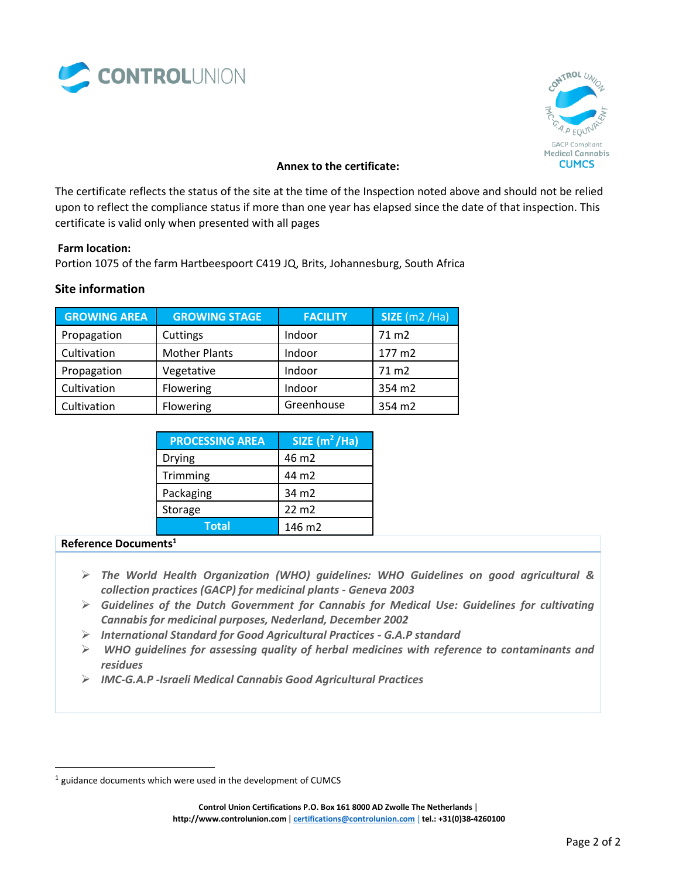**Annex to the certificate:**

The certificate reflects the status of the site at the time of the Inspection noted above and should not be relied upon to reflect the compliance status if more than one year has elapsed since the date of that inspection. This certificate is valid only when presented with all pages

**Farm location:**

Portion 1075 of the farm Hartbeespoort C419 JQ, Brits, Johannesburg, South Africa

## Site information

| GROWING AREA | GROWING STAGE | FACILITY | SIZE (m2 /Ha) |
|---|---|---|---|
| Propagation | Cuttings | Indoor | 71 m2 |
| Cultivation | Mother Plants | Indoor | 177 m2 |
| Propagation | Vegetative | Indoor | 71 m2 |
| Cultivation | Flowering | Indoor | 354 m2 |
| Cultivation | Flowering | Greenhouse | 354 m2 |

| PROCESSING AREA | SIZE ($m^2$ /Ha) |
|---|---|
| Drying | 46 m2 |
| Trimming | 44 m2 |
| Packaging | 34 m2 |
| Storage | 22 m2 |
| **Total** | 146 m2 |

**Reference Documents[1]**

- ***The World Health Organization (WHO) guidelines: WHO Guidelines on good agricultural & collection practices (GACP) for medicinal plants - Geneva 2003***
- ***Guidelines of the Dutch Government for Cannabis for Medical Use: Guidelines for cultivating Cannabis for medicinal purposes, Nederland, December 2002***
- ***International Standard for Good Agricultural Practices - G.A.P standard***
- ***WHO guidelines for assessing quality of herbal medicines with reference to contaminants and residues***
- ***IMC-G.A.P -Israeli Medical Cannabis Good Agricultural Practices***

[1] guidance documents which were used in the development of CUMCS

**Control Union Certifications P.O. Box 161 8000 AD Zwolle The Netherlands** | **http://www.controlunion.com** | certifications@controlunion.com | **tel.: +31(0)38-4260100**